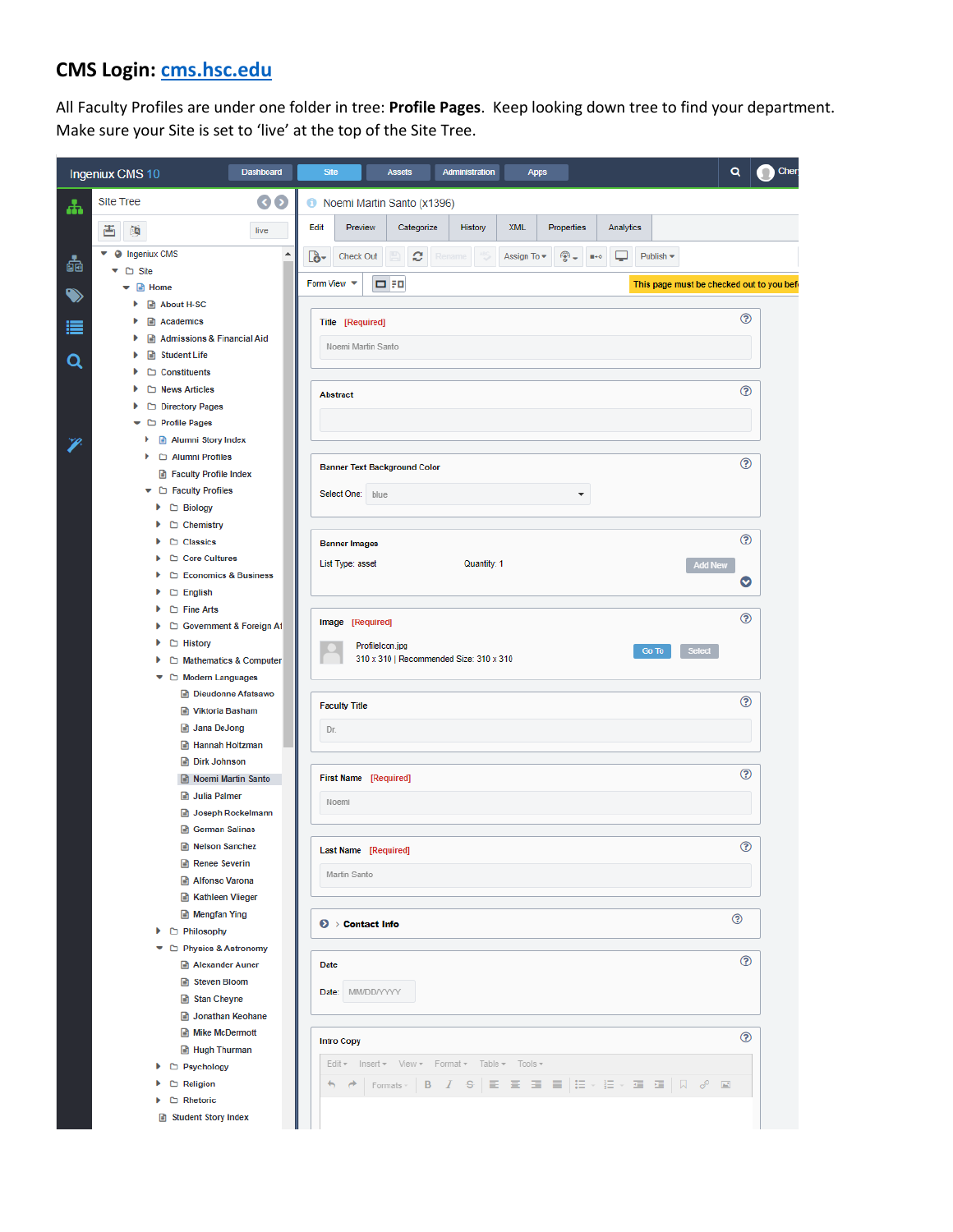# CMS Login: cms.hsc.edu

All Faculty Profiles are under one folder in tree: **Profile Pages**. Keep looking down tree to find your department. Make sure your Site is set to ‘live’ at the top of the Site Tree.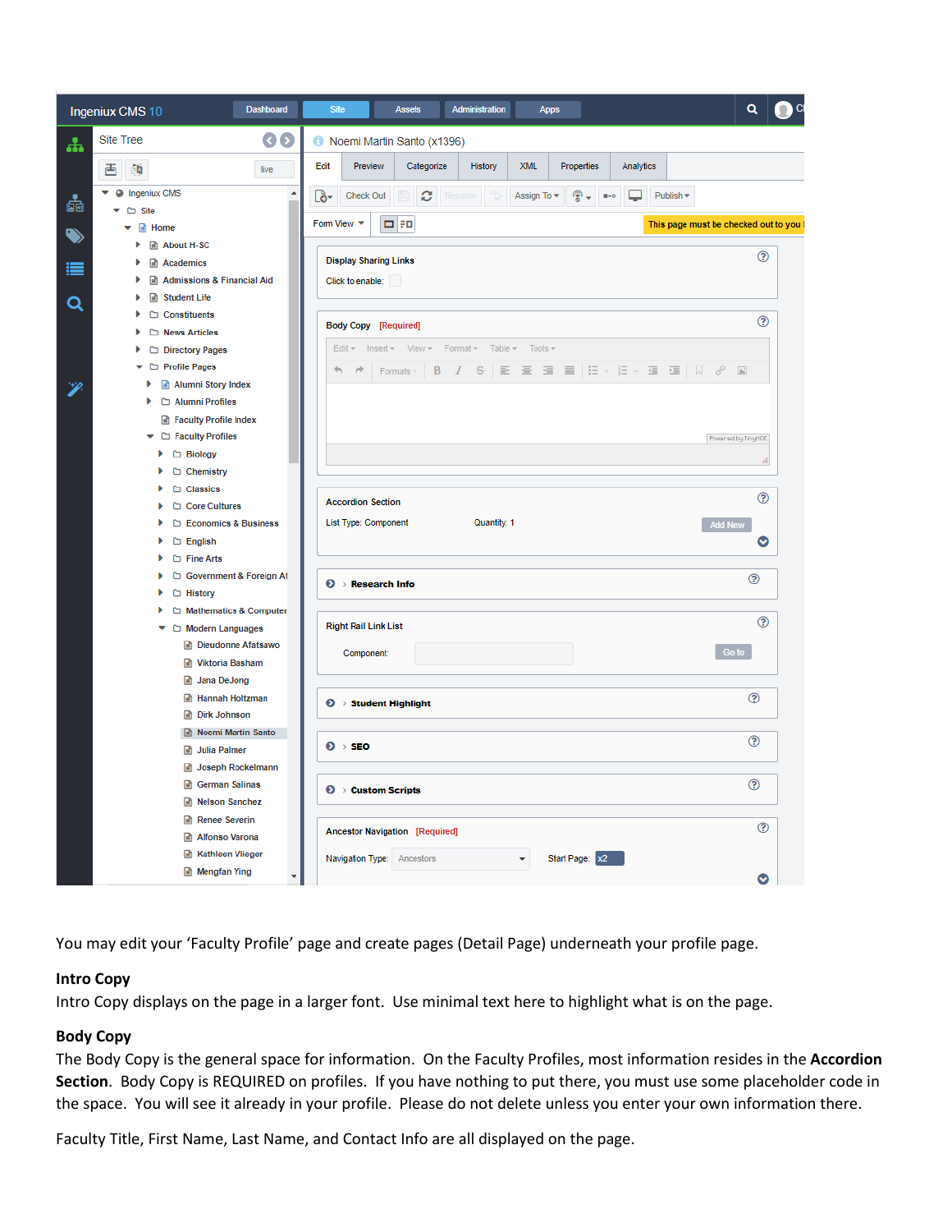You may edit your 'Faculty Profile' page and create pages (Detail Page) underneath your profile page.

**Intro Copy**

Intro Copy displays on the page in a larger font. Use minimal text here to highlight what is on the page.

**Body Copy**

The Body Copy is the general space for information. On the Faculty Profiles, most information resides in the **Accordion Section**. Body Copy is REQUIRED on profiles. If you have nothing to put there, you must use some placeholder code in the space. You will see it already in your profile. Please do not delete unless you enter your own information there.

Faculty Title, First Name, Last Name, and Contact Info are all displayed on the page.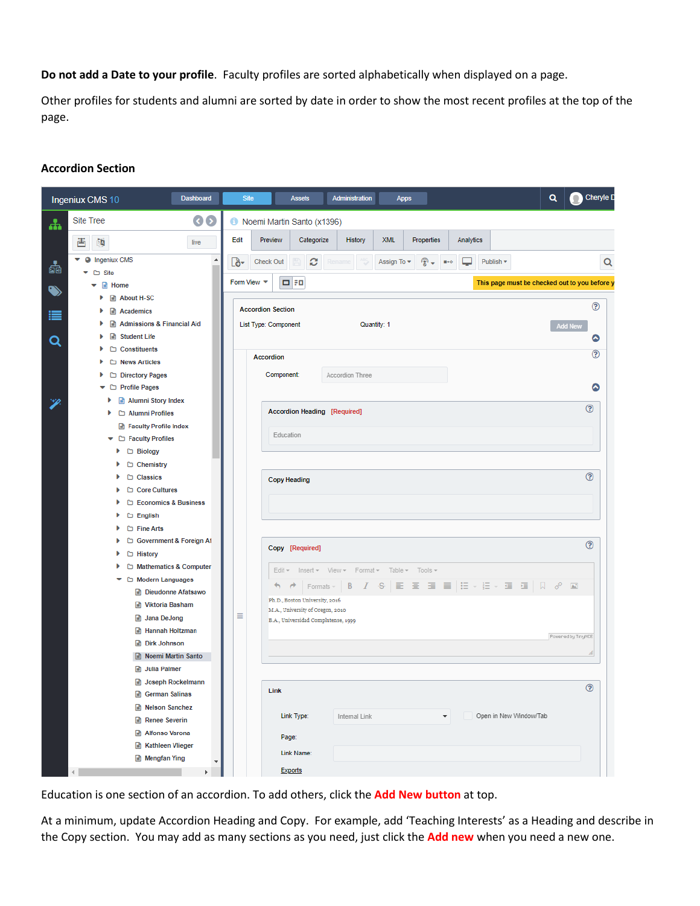**Do not add a Date to your profile**. Faculty profiles are sorted alphabetically when displayed on a page.

Other profiles for students and alumni are sorted by date in order to show the most recent profiles at the top of the page.

**Accordion Section**

Education is one section of an accordion. To add others, click the **Add New button** at top.

At a minimum, update Accordion Heading and Copy. For example, add 'Teaching Interests' as a Heading and describe in the Copy section. You may add as many sections as you need, just click the **Add new** when you need a new one.